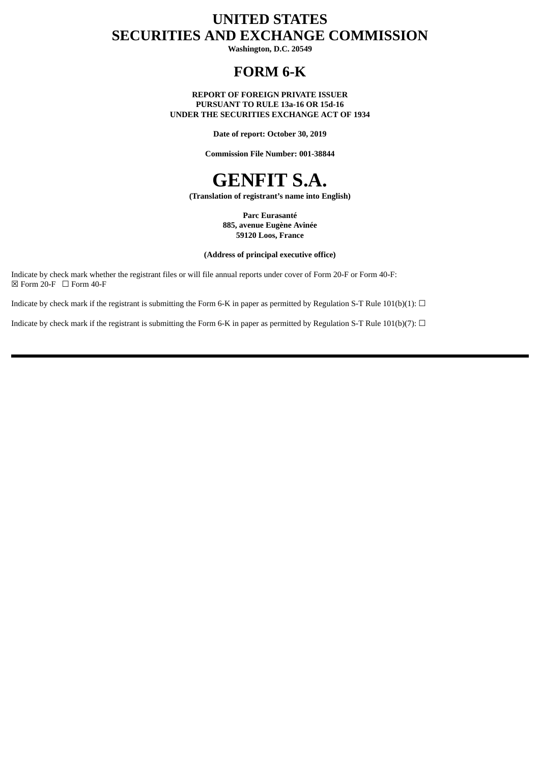# UNITED STATES
# SECURITIES AND EXCHANGE COMMISSION

**Washington, D.C. 20549**

# FORM 6-K

**REPORT OF FOREIGN PRIVATE ISSUER**
**PURSUANT TO RULE 13a-16 OR 15d-16**
**UNDER THE SECURITIES EXCHANGE ACT OF 1934**

**Date of report: October 30, 2019**

**Commission File Number: 001-38844**

# GENFIT S.A.

**(Translation of registrant's name into English)**

**Parc Eurasanté**
**885, avenue Eugène Avinée**
**59120 Loos, France**

**(Address of principal executive office)**

Indicate by check mark whether the registrant files or will file annual reports under cover of Form 20-F or Form 40-F:
☒ Form 20-F ☐ Form 40-F

Indicate by check mark if the registrant is submitting the Form 6-K in paper as permitted by Regulation S-T Rule 101(b)(1): ☐

Indicate by check mark if the registrant is submitting the Form 6-K in paper as permitted by Regulation S-T Rule 101(b)(7): ☐

---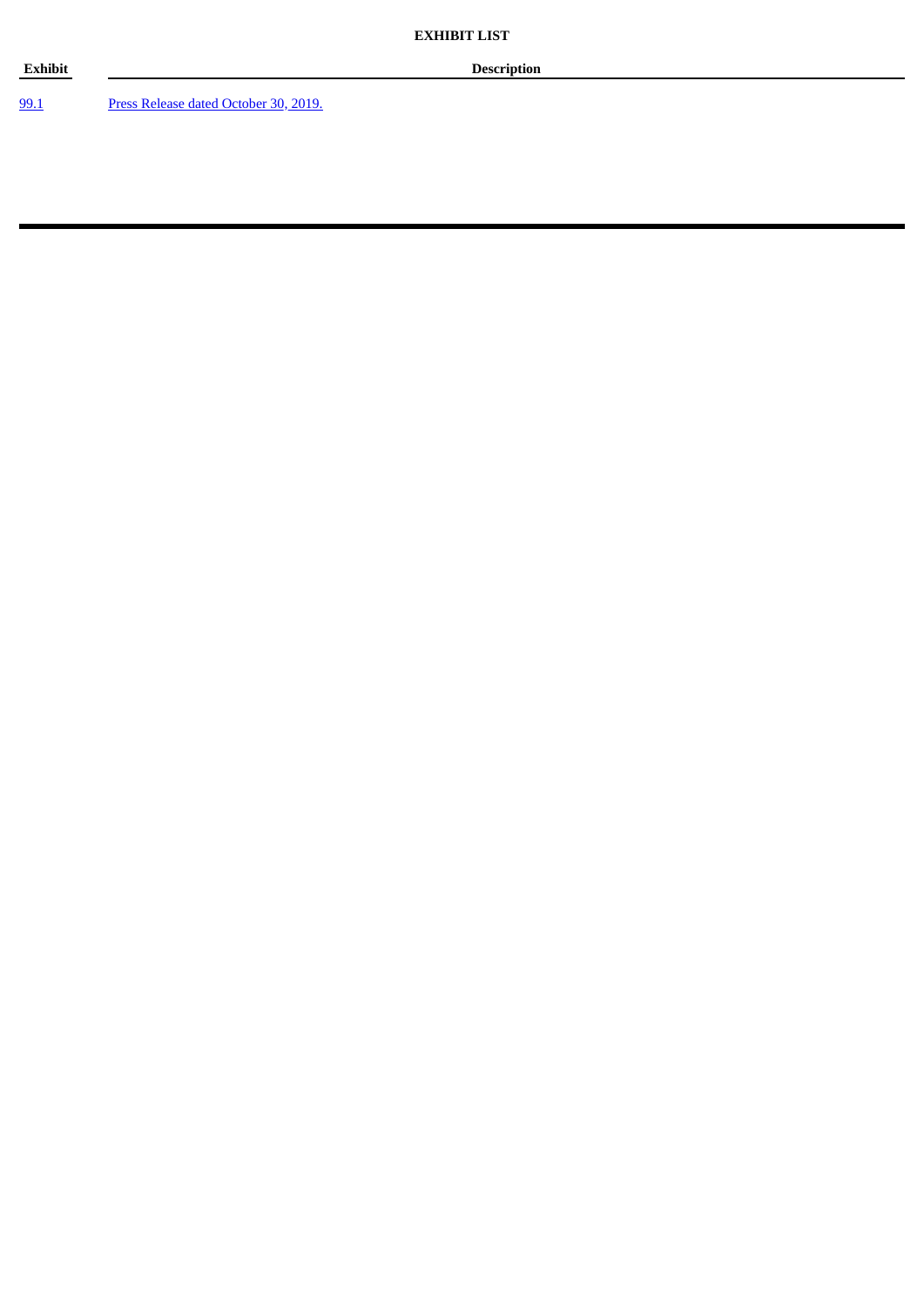**EXHIBIT LIST**

| Exhibit | Description |
| --- | --- |
| 99.1 | Press Release dated October 30, 2019. |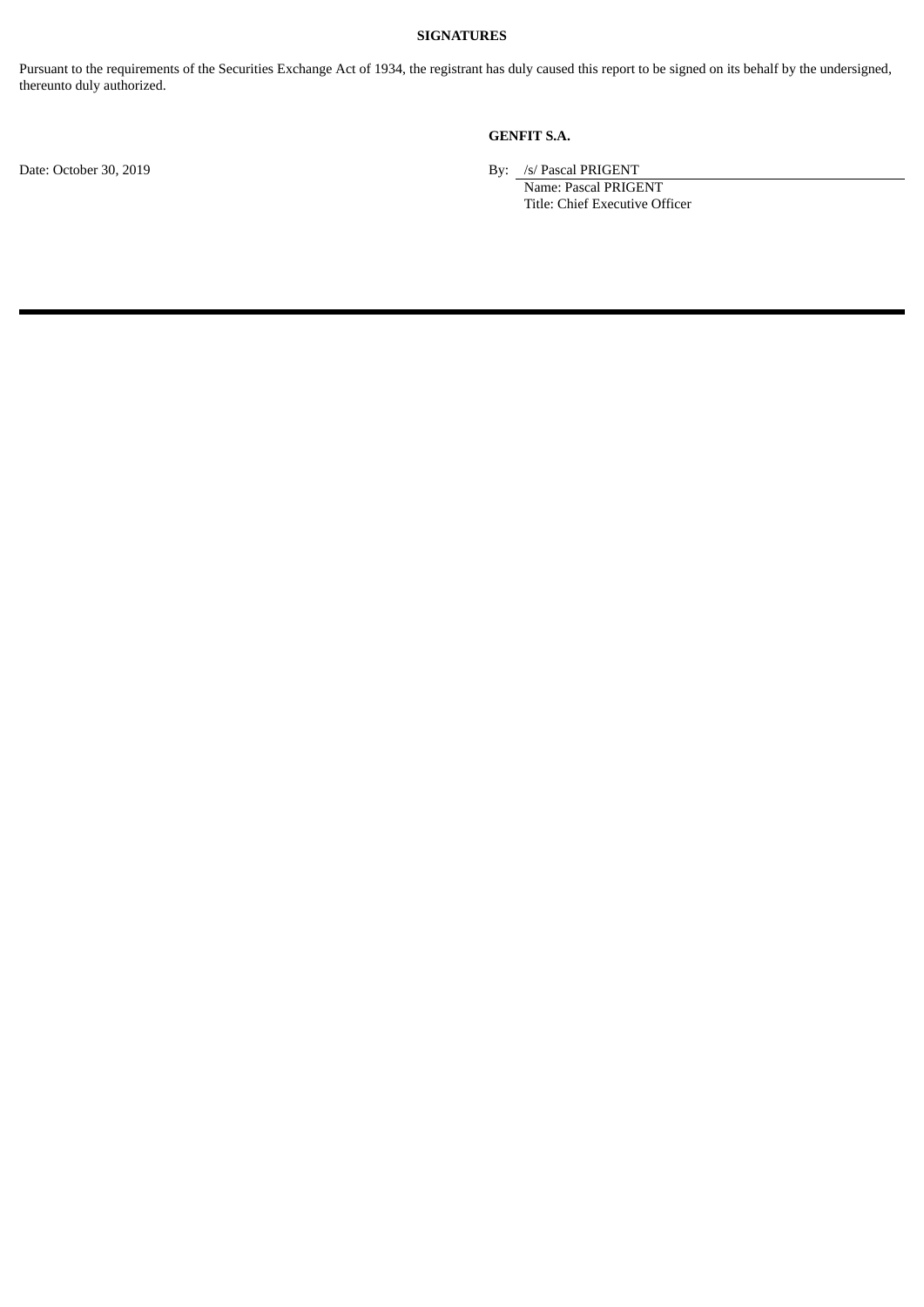**SIGNATURES**

Pursuant to the requirements of the Securities Exchange Act of 1934, the registrant has duly caused this report to be signed on its behalf by the undersigned, thereunto duly authorized.

**GENFIT S.A.**

Date: October 30, 2019

By: /s/ Pascal PRIGENT
Name: Pascal PRIGENT
Title: Chief Executive Officer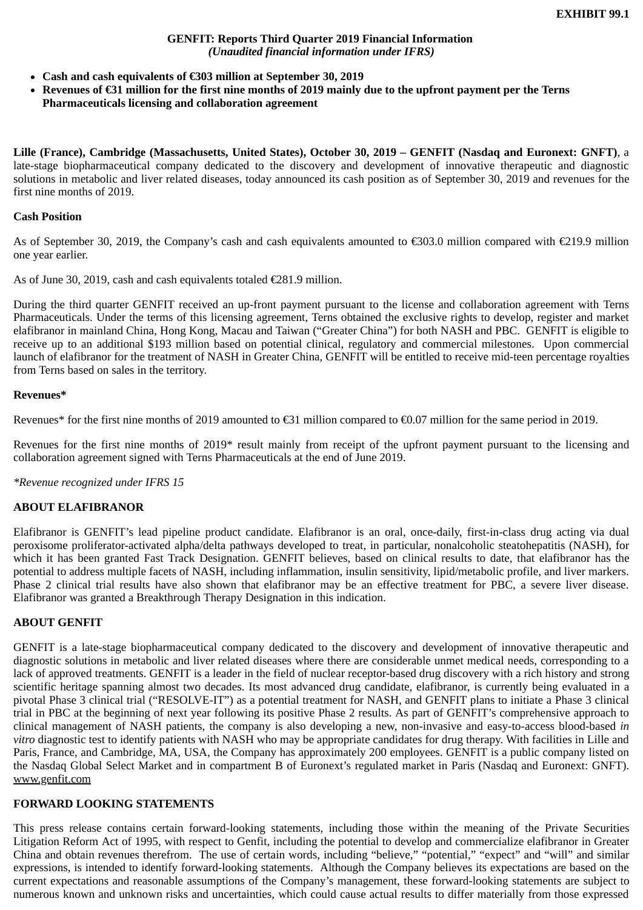**EXHIBIT 99.1**

**GENFIT: Reports Third Quarter 2019 Financial Information**
***(Unaudited financial information under IFRS)***

- **Cash and cash equivalents of €303 million at September 30, 2019**
- **Revenues of €31 million for the first nine months of 2019 mainly due to the upfront payment per the Terns Pharmaceuticals licensing and collaboration agreement**

**Lille (France), Cambridge (Massachusetts, United States), October 30, 2019 – GENFIT (Nasdaq and Euronext: GNFT)**, a late-stage biopharmaceutical company dedicated to the discovery and development of innovative therapeutic and diagnostic solutions in metabolic and liver related diseases, today announced its cash position as of September 30, 2019 and revenues for the first nine months of 2019.

**Cash Position**

As of September 30, 2019, the Company's cash and cash equivalents amounted to €303.0 million compared with €219.9 million one year earlier.

As of June 30, 2019, cash and cash equivalents totaled €281.9 million.

During the third quarter GENFIT received an up-front payment pursuant to the license and collaboration agreement with Terns Pharmaceuticals. Under the terms of this licensing agreement, Terns obtained the exclusive rights to develop, register and market elafibranor in mainland China, Hong Kong, Macau and Taiwan ("Greater China") for both NASH and PBC. GENFIT is eligible to receive up to an additional $193 million based on potential clinical, regulatory and commercial milestones. Upon commercial launch of elafibranor for the treatment of NASH in Greater China, GENFIT will be entitled to receive mid-teen percentage royalties from Terns based on sales in the territory.

**Revenues***

Revenues* for the first nine months of 2019 amounted to €31 million compared to €0.07 million for the same period in 2019.

Revenues for the first nine months of 2019* result mainly from receipt of the upfront payment pursuant to the licensing and collaboration agreement signed with Terns Pharmaceuticals at the end of June 2019.

**Revenue recognized under IFRS 15*

**ABOUT ELAFIBRANOR**

Elafibranor is GENFIT's lead pipeline product candidate. Elafibranor is an oral, once-daily, first-in-class drug acting via dual peroxisome proliferator-activated alpha/delta pathways developed to treat, in particular, nonalcoholic steatohepatitis (NASH), for which it has been granted Fast Track Designation. GENFIT believes, based on clinical results to date, that elafibranor has the potential to address multiple facets of NASH, including inflammation, insulin sensitivity, lipid/metabolic profile, and liver markers. Phase 2 clinical trial results have also shown that elafibranor may be an effective treatment for PBC, a severe liver disease. Elafibranor was granted a Breakthrough Therapy Designation in this indication.

**ABOUT GENFIT**

GENFIT is a late-stage biopharmaceutical company dedicated to the discovery and development of innovative therapeutic and diagnostic solutions in metabolic and liver related diseases where there are considerable unmet medical needs, corresponding to a lack of approved treatments. GENFIT is a leader in the field of nuclear receptor-based drug discovery with a rich history and strong scientific heritage spanning almost two decades. Its most advanced drug candidate, elafibranor, is currently being evaluated in a pivotal Phase 3 clinical trial ("RESOLVE-IT") as a potential treatment for NASH, and GENFIT plans to initiate a Phase 3 clinical trial in PBC at the beginning of next year following its positive Phase 2 results. As part of GENFIT's comprehensive approach to clinical management of NASH patients, the company is also developing a new, non-invasive and easy-to-access blood-based *in vitro* diagnostic test to identify patients with NASH who may be appropriate candidates for drug therapy. With facilities in Lille and Paris, France, and Cambridge, MA, USA, the Company has approximately 200 employees. GENFIT is a public company listed on the Nasdaq Global Select Market and in compartment B of Euronext's regulated market in Paris (Nasdaq and Euronext: GNFT). www.genfit.com

**FORWARD LOOKING STATEMENTS**

This press release contains certain forward-looking statements, including those within the meaning of the Private Securities Litigation Reform Act of 1995, with respect to Genfit, including the potential to develop and commercialize elafibranor in Greater China and obtain revenues therefrom. The use of certain words, including "believe," "potential," "expect" and "will" and similar expressions, is intended to identify forward-looking statements. Although the Company believes its expectations are based on the current expectations and reasonable assumptions of the Company's management, these forward-looking statements are subject to numerous known and unknown risks and uncertainties, which could cause actual results to differ materially from those expressed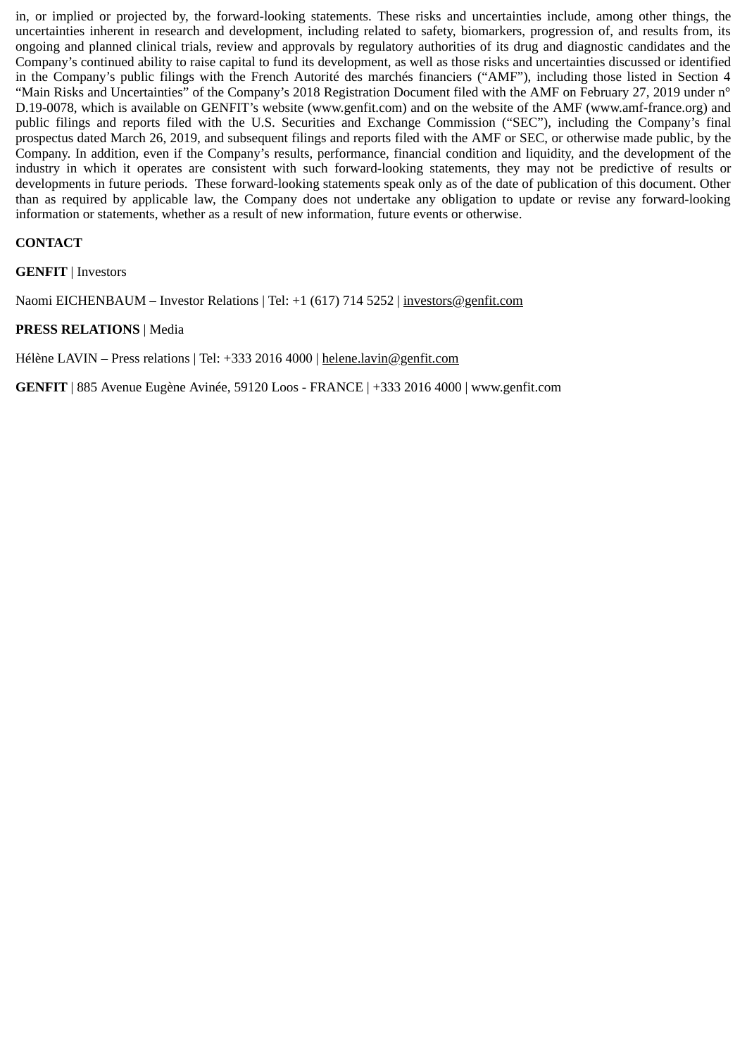in, or implied or projected by, the forward-looking statements. These risks and uncertainties include, among other things, the uncertainties inherent in research and development, including related to safety, biomarkers, progression of, and results from, its ongoing and planned clinical trials, review and approvals by regulatory authorities of its drug and diagnostic candidates and the Company's continued ability to raise capital to fund its development, as well as those risks and uncertainties discussed or identified in the Company's public filings with the French Autorité des marchés financiers ("AMF"), including those listed in Section 4 "Main Risks and Uncertainties" of the Company's 2018 Registration Document filed with the AMF on February 27, 2019 under n° D.19-0078, which is available on GENFIT's website (www.genfit.com) and on the website of the AMF (www.amf-france.org) and public filings and reports filed with the U.S. Securities and Exchange Commission ("SEC"), including the Company's final prospectus dated March 26, 2019, and subsequent filings and reports filed with the AMF or SEC, or otherwise made public, by the Company. In addition, even if the Company's results, performance, financial condition and liquidity, and the development of the industry in which it operates are consistent with such forward-looking statements, they may not be predictive of results or developments in future periods. These forward-looking statements speak only as of the date of publication of this document. Other than as required by applicable law, the Company does not undertake any obligation to update or revise any forward-looking information or statements, whether as a result of new information, future events or otherwise.

**CONTACT**

**GENFIT** | Investors

Naomi EICHENBAUM – Investor Relations | Tel: +1 (617) 714 5252 | investors@genfit.com

**PRESS RELATIONS** | Media

Hélène LAVIN – Press relations | Tel: +333 2016 4000 | helene.lavin@genfit.com

**GENFIT** | 885 Avenue Eugène Avinée, 59120 Loos - FRANCE | +333 2016 4000 | www.genfit.com